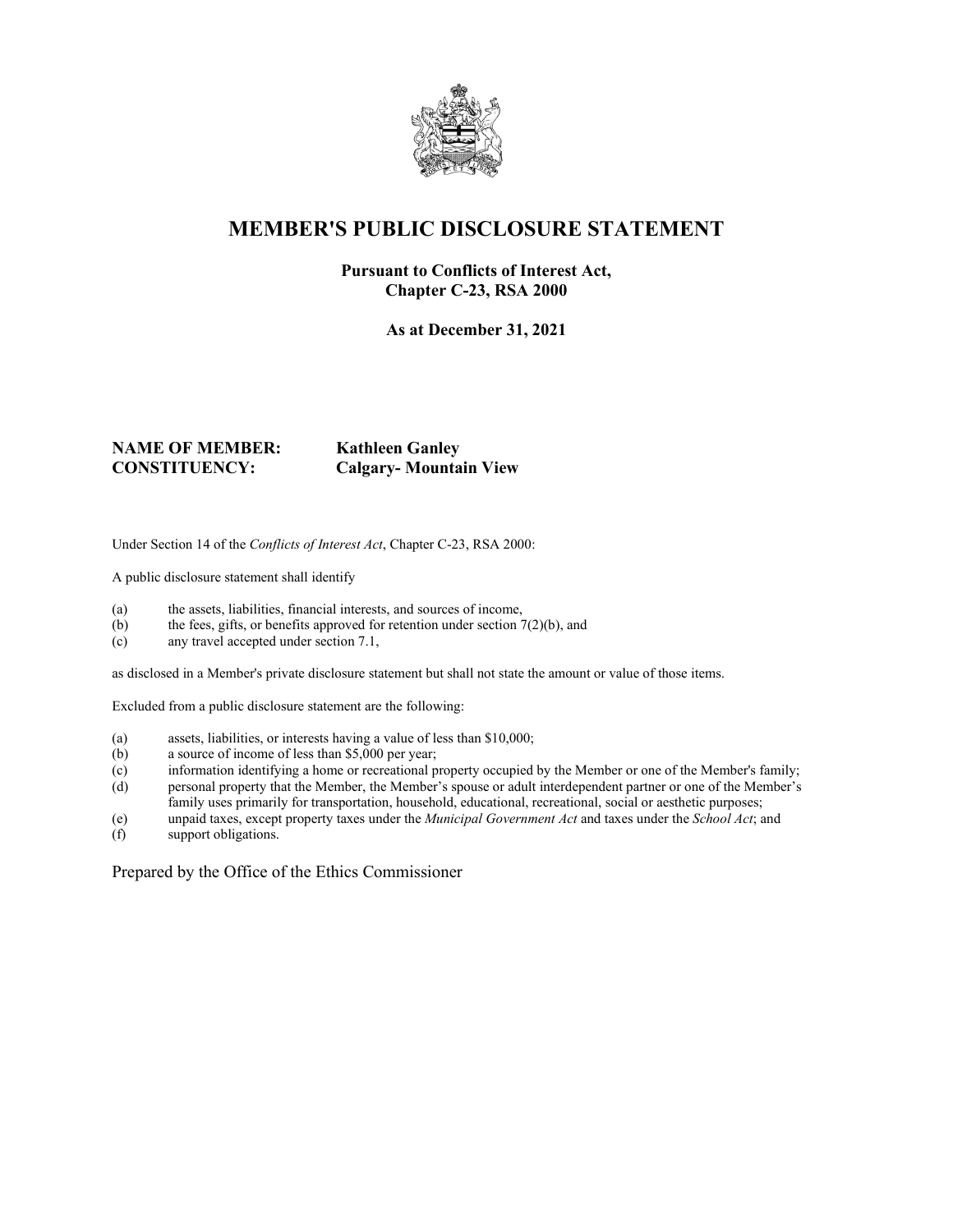# MEMBER'S PUBLIC DISCLOSURE STATEMENT

**Pursuant to Conflicts of Interest Act, Chapter C-23, RSA 2000**

**As at December 31, 2021**

**NAME OF MEMBER:** **Kathleen Ganley**
**CONSTITUENCY:** **Calgary- Mountain View**

Under Section 14 of the *Conflicts of Interest Act*, Chapter C-23, RSA 2000:

A public disclosure statement shall identify

(a) the assets, liabilities, financial interests, and sources of income,
(b) the fees, gifts, or benefits approved for retention under section 7(2)(b), and
(c) any travel accepted under section 7.1,

as disclosed in a Member's private disclosure statement but shall not state the amount or value of those items.

Excluded from a public disclosure statement are the following:

(a) assets, liabilities, or interests having a value of less than $10,000;
(b) a source of income of less than $5,000 per year;
(c) information identifying a home or recreational property occupied by the Member or one of the Member's family;
(d) personal property that the Member, the Member's spouse or adult interdependent partner or one of the Member's family uses primarily for transportation, household, educational, recreational, social or aesthetic purposes;
(e) unpaid taxes, except property taxes under the *Municipal Government Act* and taxes under the *School Act*; and
(f) support obligations.

Prepared by the Office of the Ethics Commissioner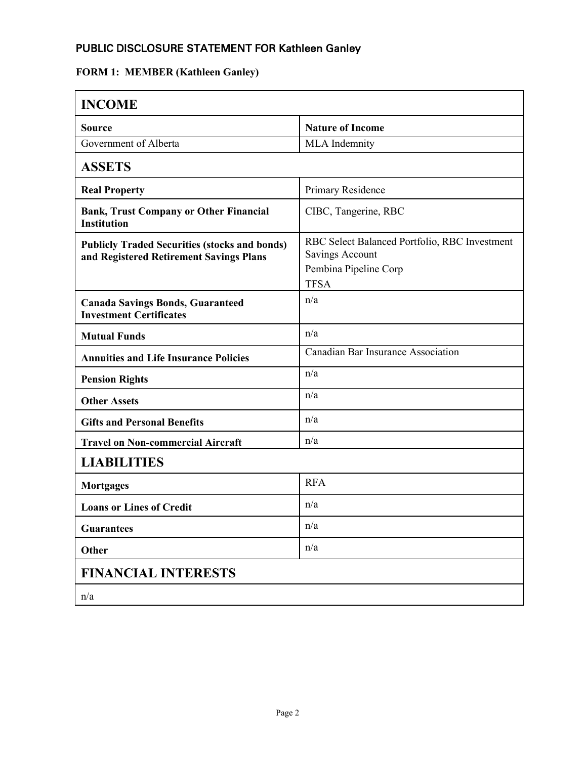## PUBLIC DISCLOSURE STATEMENT FOR Kathleen Ganley

**FORM 1: MEMBER (Kathleen Ganley)**

| **INCOME** | |
|---|---|
| **Source** | **Nature of Income** |
| Government of Alberta | MLA Indemnity |
| **ASSETS** | |
| **Real Property** | Primary Residence |
| **Bank, Trust Company or Other Financial Institution** | CIBC, Tangerine, RBC |
| **Publicly Traded Securities (stocks and bonds) and Registered Retirement Savings Plans** | RBC Select Balanced Portfolio, RBC Investment Savings Account<br>Pembina Pipeline Corp<br>TFSA |
| **Canada Savings Bonds, Guaranteed Investment Certificates** | n/a |
| **Mutual Funds** | n/a |
| **Annuities and Life Insurance Policies** | Canadian Bar Insurance Association |
| **Pension Rights** | n/a |
| **Other Assets** | n/a |
| **Gifts and Personal Benefits** | n/a |
| **Travel on Non-commercial Aircraft** | n/a |
| **LIABILITIES** | |
| **Mortgages** | RFA |
| **Loans or Lines of Credit** | n/a |
| **Guarantees** | n/a |
| **Other** | n/a |
| **FINANCIAL INTERESTS** | |
| n/a | |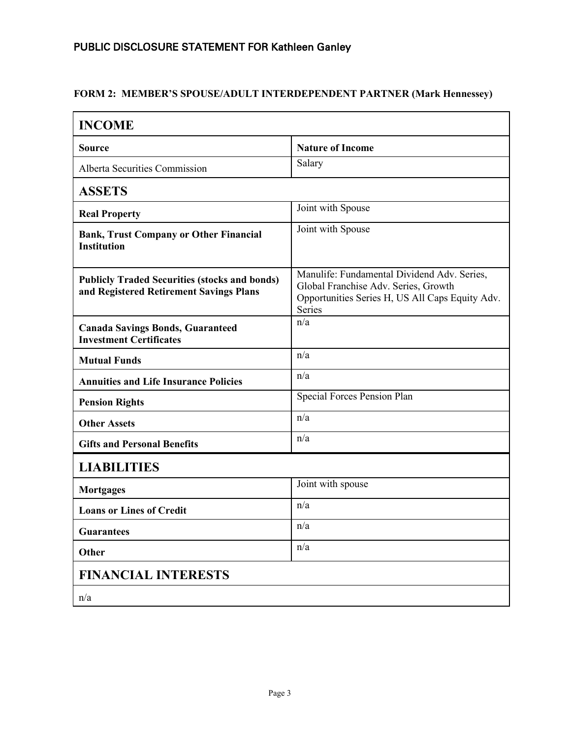## PUBLIC DISCLOSURE STATEMENT FOR Kathleen Ganley

**FORM 2: MEMBER'S SPOUSE/ADULT INTERDEPENDENT PARTNER (Mark Hennessey)**

| **INCOME** | |
|---|---|
| **Source** | **Nature of Income** |
| Alberta Securities Commission | Salary |
| **ASSETS** | |
| **Real Property** | Joint with Spouse |
| **Bank, Trust Company or Other Financial Institution** | Joint with Spouse |
| **Publicly Traded Securities (stocks and bonds) and Registered Retirement Savings Plans** | Manulife: Fundamental Dividend Adv. Series, Global Franchise Adv. Series, Growth Opportunities Series H, US All Caps Equity Adv. Series |
| **Canada Savings Bonds, Guaranteed Investment Certificates** | n/a |
| **Mutual Funds** | n/a |
| **Annuities and Life Insurance Policies** | n/a |
| **Pension Rights** | Special Forces Pension Plan |
| **Other Assets** | n/a |
| **Gifts and Personal Benefits** | n/a |
| **LIABILITIES** | |
| **Mortgages** | Joint with spouse |
| **Loans or Lines of Credit** | n/a |
| **Guarantees** | n/a |
| **Other** | n/a |
| **FINANCIAL INTERESTS** | |
| n/a | |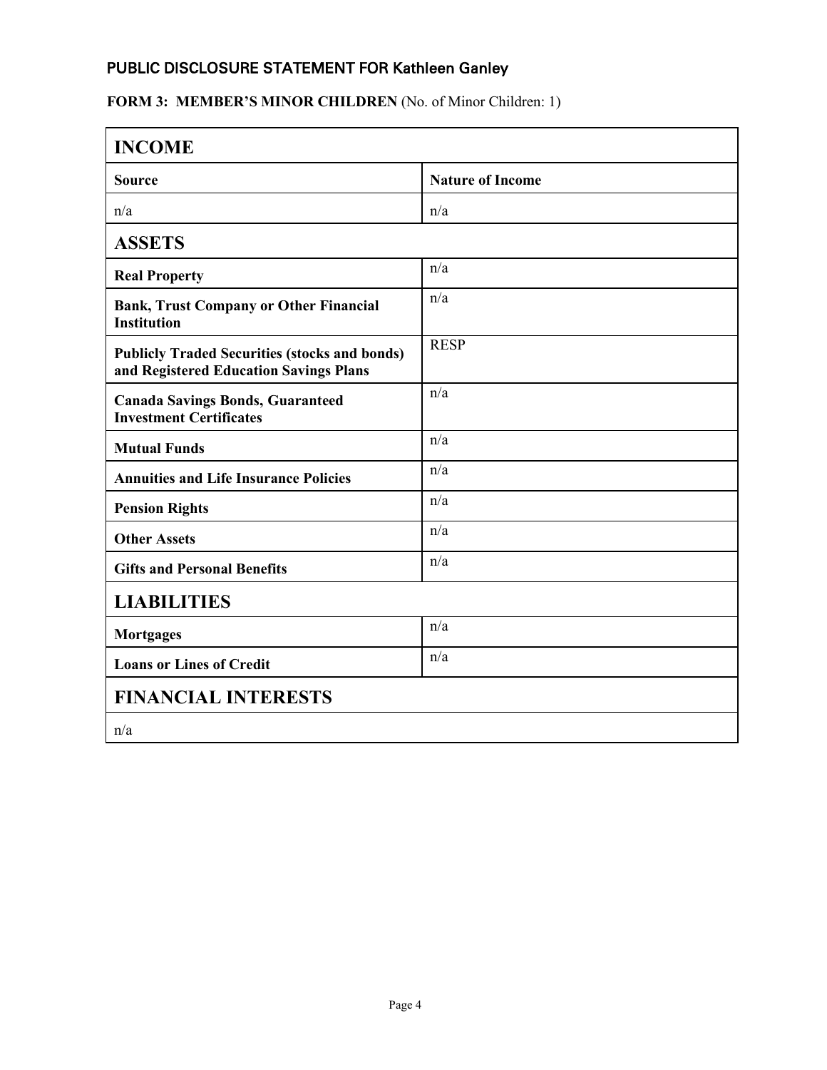## PUBLIC DISCLOSURE STATEMENT FOR Kathleen Ganley

**FORM 3: MEMBER'S MINOR CHILDREN** (No. of Minor Children: 1)

| **INCOME** | |
|---|---|
| **Source** | **Nature of Income** |
| n/a | n/a |
| **ASSETS** | |
| **Real Property** | n/a |
| **Bank, Trust Company or Other Financial Institution** | n/a |
| **Publicly Traded Securities (stocks and bonds) and Registered Education Savings Plans** | RESP |
| **Canada Savings Bonds, Guaranteed Investment Certificates** | n/a |
| **Mutual Funds** | n/a |
| **Annuities and Life Insurance Policies** | n/a |
| **Pension Rights** | n/a |
| **Other Assets** | n/a |
| **Gifts and Personal Benefits** | n/a |
| **LIABILITIES** | |
| **Mortgages** | n/a |
| **Loans or Lines of Credit** | n/a |
| **FINANCIAL INTERESTS** | |
| n/a | |